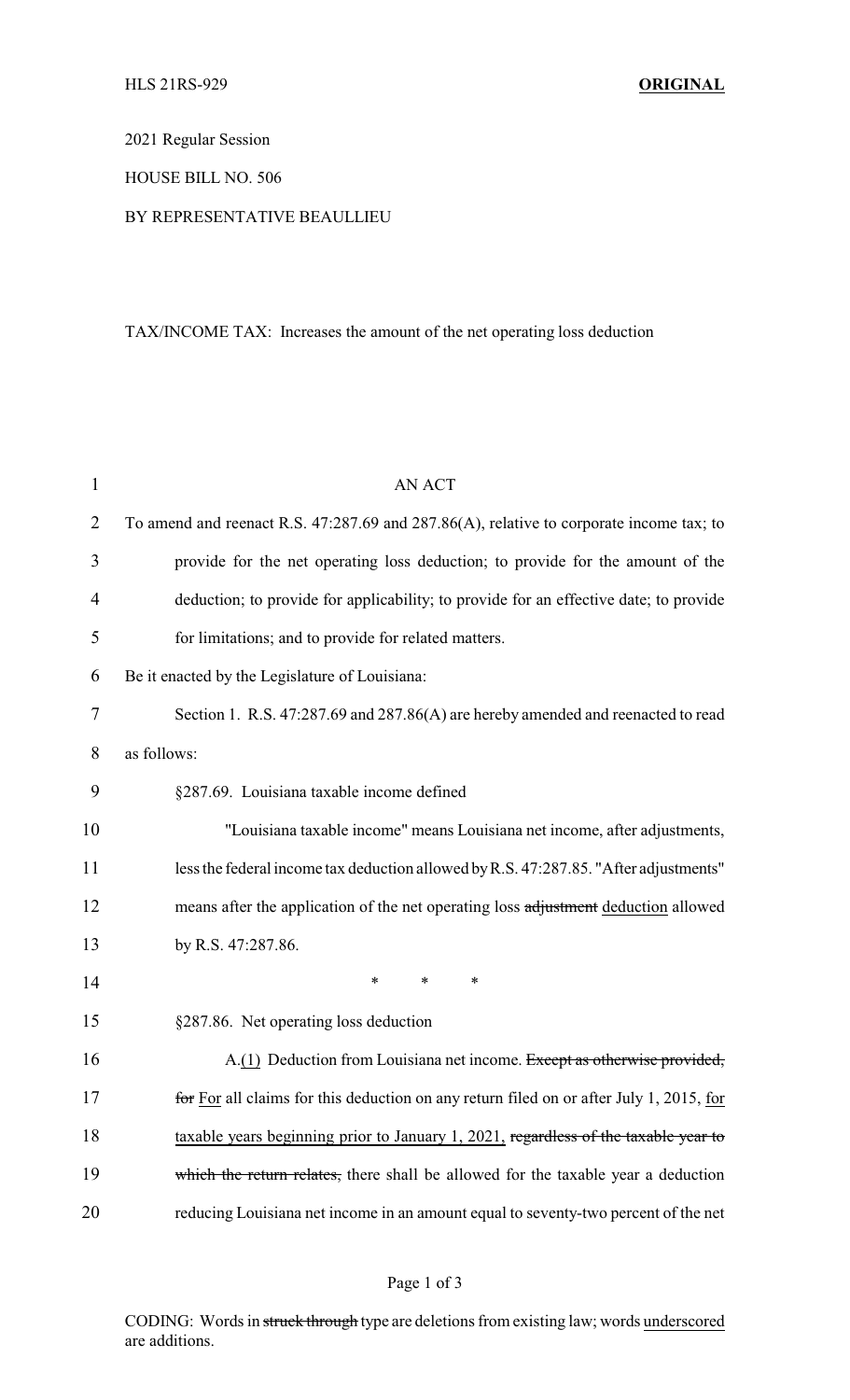HLS 21RS-929 **ORIGINAL**

2021 Regular Session

HOUSE BILL NO. 506

BY REPRESENTATIVE BEAULLIEU

TAX/INCOME TAX: Increases the amount of the net operating loss deduction

AN ACT

To amend and reenact R.S. 47:287.69 and 287.86(A), relative to corporate income tax; to provide for the net operating loss deduction; to provide for the amount of the deduction; to provide for applicability; to provide for an effective date; to provide for limitations; and to provide for related matters.

Be it enacted by the Legislature of Louisiana:

Section 1. R.S. 47:287.69 and 287.86(A) are hereby amended and reenacted to read as follows:

§287.69. Louisiana taxable income defined

"Louisiana taxable income" means Louisiana net income, after adjustments, less the federal income tax deduction allowed by R.S. 47:287.85. "After adjustments" means after the application of the net operating loss ~~adjustment~~ deduction allowed by R.S. 47:287.86.

\* \* \*

§287.86. Net operating loss deduction

A.(1) Deduction from Louisiana net income. ~~Except as otherwise provided, for~~ For all claims for this deduction on any return filed on or after July 1, 2015, for taxable years beginning prior to January 1, 2021, ~~regardless of the taxable year to which the return relates,~~ there shall be allowed for the taxable year a deduction reducing Louisiana net income in an amount equal to seventy-two percent of the net

CODING: Words in ~~struck through~~ type are deletions from existing law; words underscored are additions.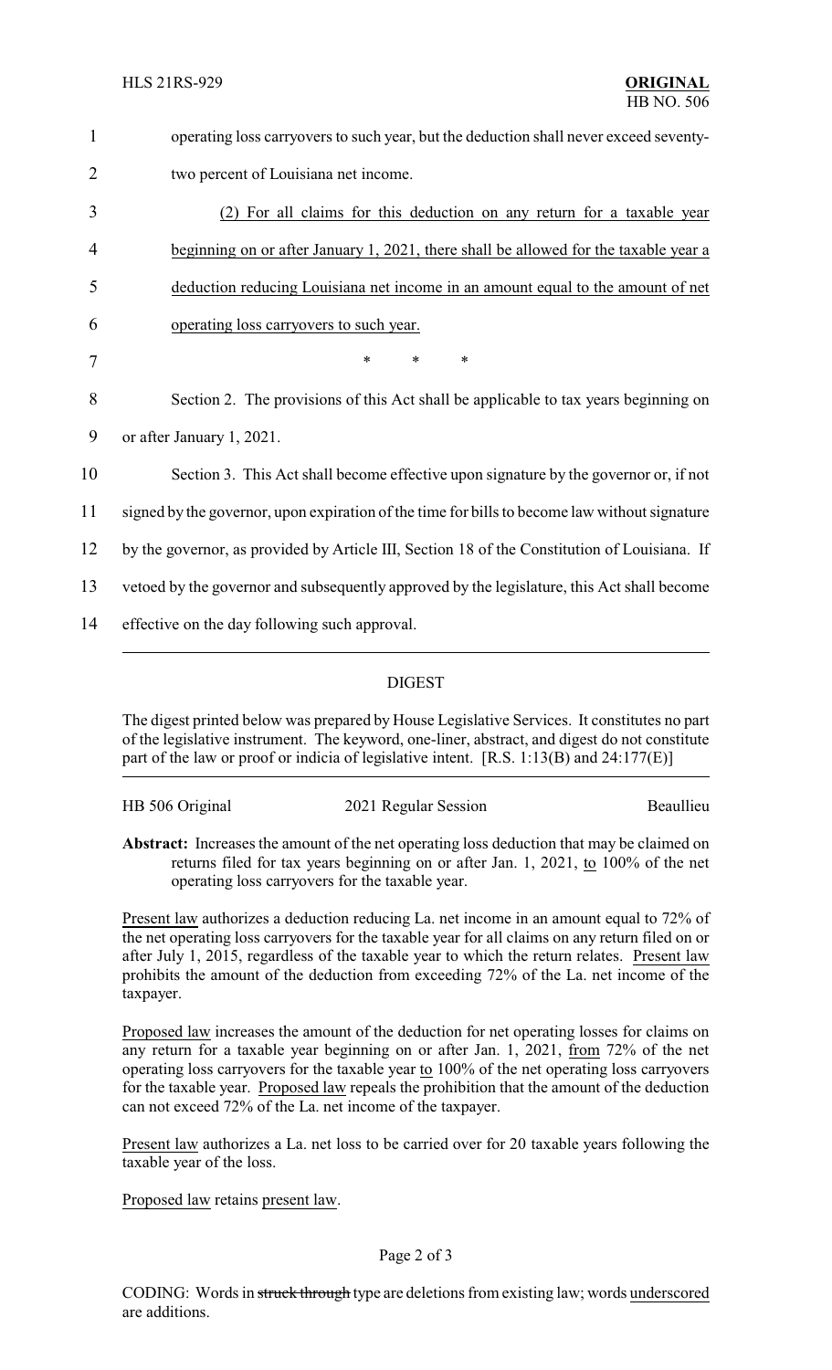operating loss carryovers to such year, but the deduction shall never exceed seventy-two percent of Louisiana net income.

<u>(2) For all claims for this deduction on any return for a taxable year beginning on or after January 1, 2021, there shall be allowed for the taxable year a deduction reducing Louisiana net income in an amount equal to the amount of net operating loss carryovers to such year.</u>

\* \* \*

Section 2. The provisions of this Act shall be applicable to tax years beginning on or after January 1, 2021.

Section 3. This Act shall become effective upon signature by the governor or, if not signed by the governor, upon expiration of the time for bills to become law without signature by the governor, as provided by Article III, Section 18 of the Constitution of Louisiana. If vetoed by the governor and subsequently approved by the legislature, this Act shall become effective on the day following such approval.

---

## DIGEST

The digest printed below was prepared by House Legislative Services. It constitutes no part of the legislative instrument. The keyword, one-liner, abstract, and digest do not constitute part of the law or proof or indicia of legislative intent. [R.S. 1:13(B) and 24:177(E)]

---

HB 506 Original | 2021 Regular Session | Beaullieu

**Abstract:** Increases the amount of the net operating loss deduction that may be claimed on returns filed for tax years beginning on or after Jan. 1, 2021, <u>to</u> 100% of the net operating loss carryovers for the taxable year.

<u>Present law</u> authorizes a deduction reducing La. net income in an amount equal to 72% of the net operating loss carryovers for the taxable year for all claims on any return filed on or after July 1, 2015, regardless of the taxable year to which the return relates. <u>Present law</u> prohibits the amount of the deduction from exceeding 72% of the La. net income of the taxpayer.

<u>Proposed law</u> increases the amount of the deduction for net operating losses for claims on any return for a taxable year beginning on or after Jan. 1, 2021, <u>from</u> 72% of the net operating loss carryovers for the taxable year <u>to</u> 100% of the net operating loss carryovers for the taxable year. <u>Proposed law</u> repeals the prohibition that the amount of the deduction can not exceed 72% of the La. net income of the taxpayer.

<u>Present law</u> authorizes a La. net loss to be carried over for 20 taxable years following the taxable year of the loss.

<u>Proposed law</u> retains <u>present law</u>.

CODING: Words in ~~struck through~~ type are deletions from existing law; words <u>underscored</u> are additions.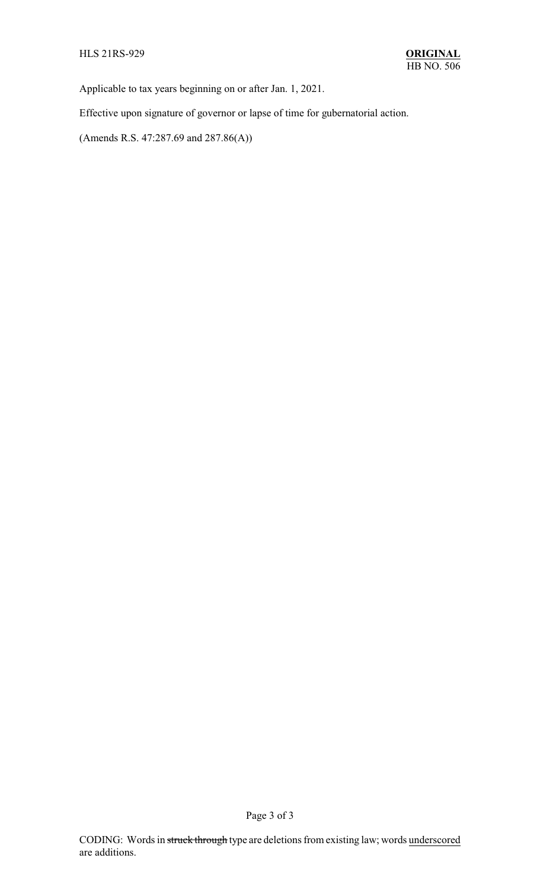Applicable to tax years beginning on or after Jan. 1, 2021.

Effective upon signature of governor or lapse of time for gubernatorial action.

(Amends R.S. 47:287.69 and 287.86(A))